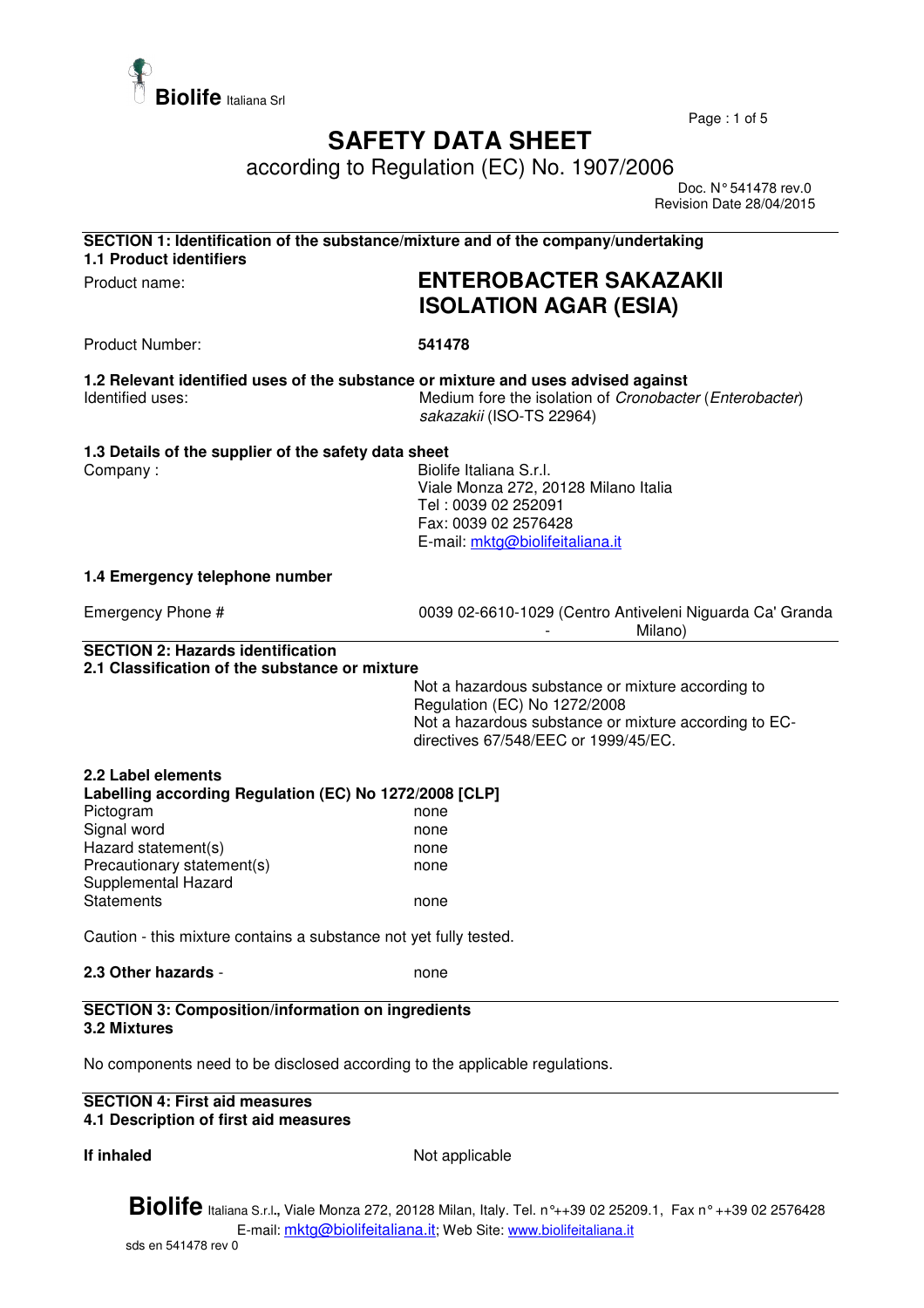# SAFETY DATA SHEET

according to Regulation (EC) No. 1907/2006

Doc. N° 541478 rev.0
Revision Date 28/04/2015

## SECTION 1: Identification of the substance/mixture and of the company/undertaking

### 1.1 Product identifiers

Product name: **ENTEROBACTER SAKAZAKII ISOLATION AGAR (ESIA)**

Product Number: **541478**

### 1.2 Relevant identified uses of the substance or mixture and uses advised against

Identified uses: Medium fore the isolation of *Cronobacter* (*Enterobacter*) *sakazakii* (ISO-TS 22964)

### 1.3 Details of the supplier of the safety data sheet

Company :
Biolife Italiana S.r.l.
Viale Monza 272, 20128 Milano Italia
Tel : 0039 02 252091
Fax: 0039 02 2576428
E-mail: mktg@biolifeitaliana.it

### 1.4 Emergency telephone number

Emergency Phone # 0039 02-6610-1029 (Centro Antiveleni Niguarda Ca' Granda - Milano)

## SECTION 2: Hazards identification

### 2.1 Classification of the substance or mixture

Not a hazardous substance or mixture according to Regulation (EC) No 1272/2008
Not a hazardous substance or mixture according to EC-directives 67/548/EEC or 1999/45/EC.

### 2.2 Label elements

**Labelling according Regulation (EC) No 1272/2008 [CLP]**

| | |
|---|---|
| Pictogram | none |
| Signal word | none |
| Hazard statement(s) | none |
| Precautionary statement(s) | none |
| Supplemental Hazard Statements | none |

Caution - this mixture contains a substance not yet fully tested.

**2.3 Other hazards** - none

## SECTION 3: Composition/information on ingredients

### 3.2 Mixtures

No components need to be disclosed according to the applicable regulations.

## SECTION 4: First aid measures

### 4.1 Description of first aid measures

**If inhaled** Not applicable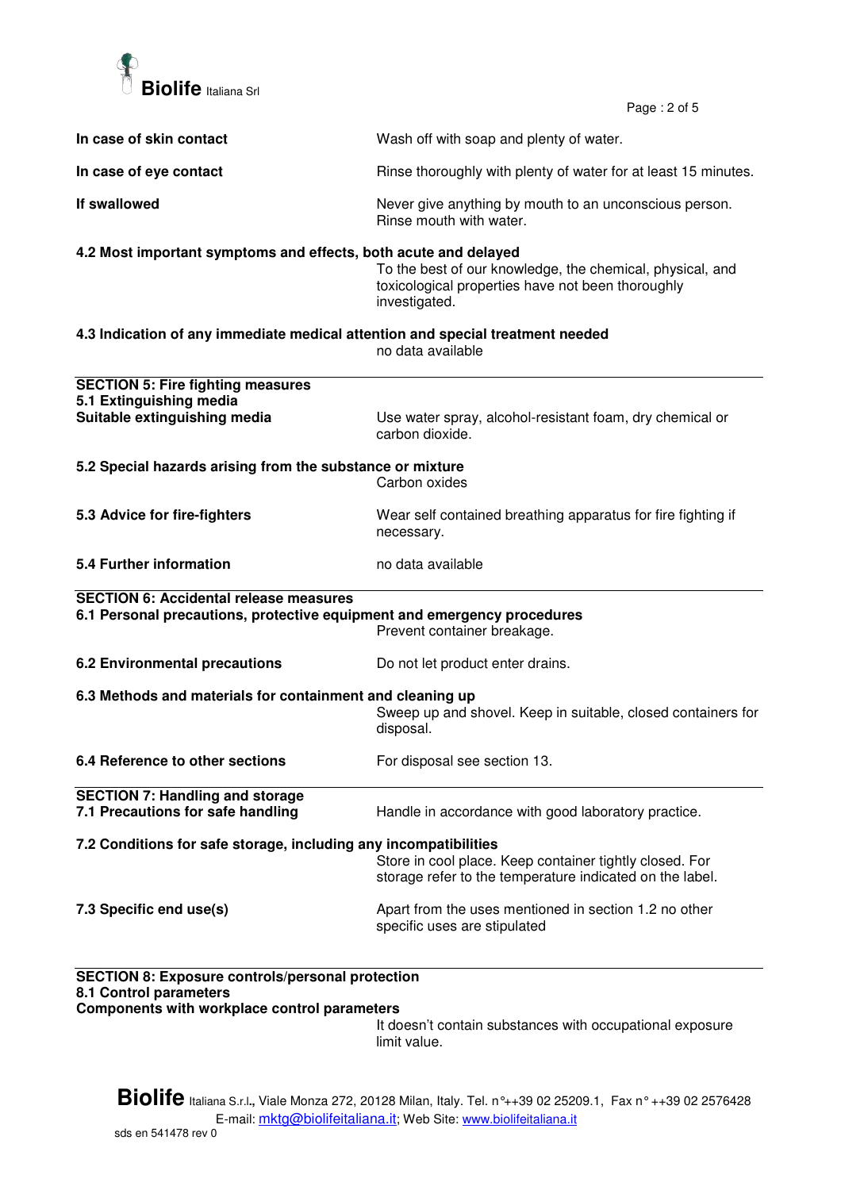**In case of skin contact** Wash off with soap and plenty of water.

**In case of eye contact** Rinse thoroughly with plenty of water for at least 15 minutes.

**If swallowed** Never give anything by mouth to an unconscious person. Rinse mouth with water.

**4.2 Most important symptoms and effects, both acute and delayed**

To the best of our knowledge, the chemical, physical, and toxicological properties have not been thoroughly investigated.

**4.3 Indication of any immediate medical attention and special treatment needed**

no data available

## SECTION 5: Fire fighting measures

**5.1 Extinguishing media**

**Suitable extinguishing media** Use water spray, alcohol-resistant foam, dry chemical or carbon dioxide.

**5.2 Special hazards arising from the substance or mixture**

Carbon oxides

**5.3 Advice for fire-fighters** Wear self contained breathing apparatus for fire fighting if necessary.

**5.4 Further information** no data available

## SECTION 6: Accidental release measures

**6.1 Personal precautions, protective equipment and emergency procedures**

Prevent container breakage.

**6.2 Environmental precautions** Do not let product enter drains.

**6.3 Methods and materials for containment and cleaning up**

Sweep up and shovel. Keep in suitable, closed containers for disposal.

**6.4 Reference to other sections** For disposal see section 13.

## SECTION 7: Handling and storage

**7.1 Precautions for safe handling** Handle in accordance with good laboratory practice.

**7.2 Conditions for safe storage, including any incompatibilities**

Store in cool place. Keep container tightly closed. For storage refer to the temperature indicated on the label.

**7.3 Specific end use(s)** Apart from the uses mentioned in section 1.2 no other specific uses are stipulated

## SECTION 8: Exposure controls/personal protection

**8.1 Control parameters**

**Components with workplace control parameters**

It doesn't contain substances with occupational exposure limit value.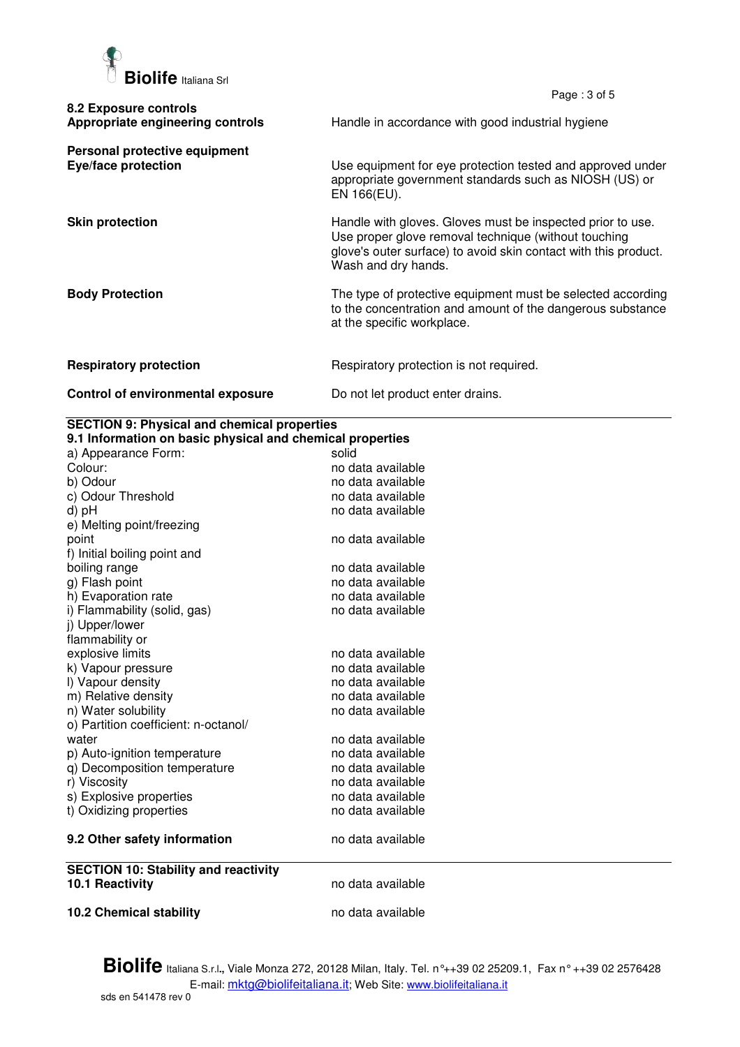**8.2 Exposure controls**

| | |
|---|---|
| **Appropriate engineering controls** | Handle in accordance with good industrial hygiene |

**Personal protective equipment**

| | |
|---|---|
| **Eye/face protection** | Use equipment for eye protection tested and approved under appropriate government standards such as NIOSH (US) or EN 166(EU). |
| **Skin protection** | Handle with gloves. Gloves must be inspected prior to use. Use proper glove removal technique (without touching glove's outer surface) to avoid skin contact with this product. Wash and dry hands. |
| **Body Protection** | The type of protective equipment must be selected according to the concentration and amount of the dangerous substance at the specific workplace. |
| **Respiratory protection** | Respiratory protection is not required. |
| **Control of environmental exposure** | Do not let product enter drains. |

## SECTION 9: Physical and chemical properties

### 9.1 Information on basic physical and chemical properties

| | |
|---|---|
| a) Appearance Form: | solid |
| Colour: | no data available |
| b) Odour | no data available |
| c) Odour Threshold | no data available |
| d) pH | no data available |
| e) Melting point/freezing point | no data available |
| f) Initial boiling point and boiling range | no data available |
| g) Flash point | no data available |
| h) Evaporation rate | no data available |
| i) Flammability (solid, gas) | no data available |
| j) Upper/lower flammability or explosive limits | no data available |
| k) Vapour pressure | no data available |
| l) Vapour density | no data available |
| m) Relative density | no data available |
| n) Water solubility | no data available |
| o) Partition coefficient: n-octanol/ water | no data available |
| p) Auto-ignition temperature | no data available |
| q) Decomposition temperature | no data available |
| r) Viscosity | no data available |
| s) Explosive properties | no data available |
| t) Oxidizing properties | no data available |

| | |
|---|---|
| **9.2 Other safety information** | no data available |

## SECTION 10: Stability and reactivity

| | |
|---|---|
| **10.1 Reactivity** | no data available |
| **10.2 Chemical stability** | no data available |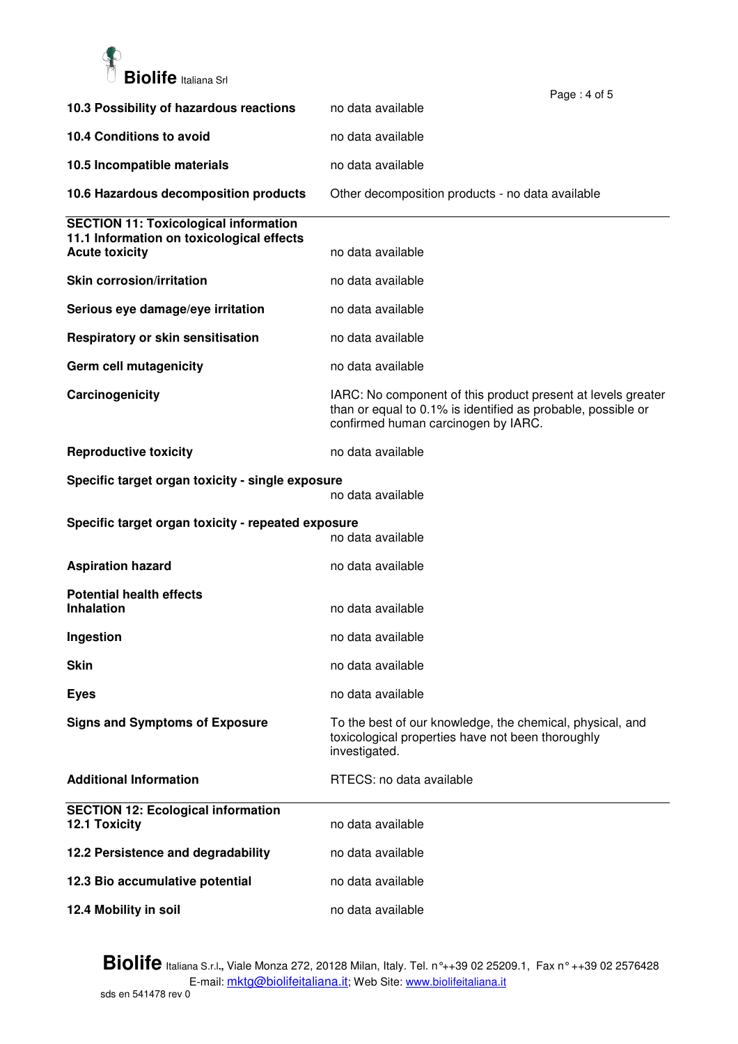**10.3 Possibility of hazardous reactions** no data available

**10.4 Conditions to avoid** no data available

**10.5 Incompatible materials** no data available

**10.6 Hazardous decomposition products** Other decomposition products - no data available

---

## SECTION 11: Toxicological information

### 11.1 Information on toxicological effects

**Acute toxicity** no data available

**Skin corrosion/irritation** no data available

**Serious eye damage/eye irritation** no data available

**Respiratory or skin sensitisation** no data available

**Germ cell mutagenicity** no data available

**Carcinogenicity** IARC: No component of this product present at levels greater than or equal to 0.1% is identified as probable, possible or confirmed human carcinogen by IARC.

**Reproductive toxicity** no data available

**Specific target organ toxicity - single exposure**
no data available

**Specific target organ toxicity - repeated exposure**
no data available

**Aspiration hazard** no data available

**Potential health effects**

**Inhalation** no data available

**Ingestion** no data available

**Skin** no data available

**Eyes** no data available

**Signs and Symptoms of Exposure** To the best of our knowledge, the chemical, physical, and toxicological properties have not been thoroughly investigated.

**Additional Information** RTECS: no data available

---

## SECTION 12: Ecological information

**12.1 Toxicity** no data available

**12.2 Persistence and degradability** no data available

**12.3 Bio accumulative potential** no data available

**12.4 Mobility in soil** no data available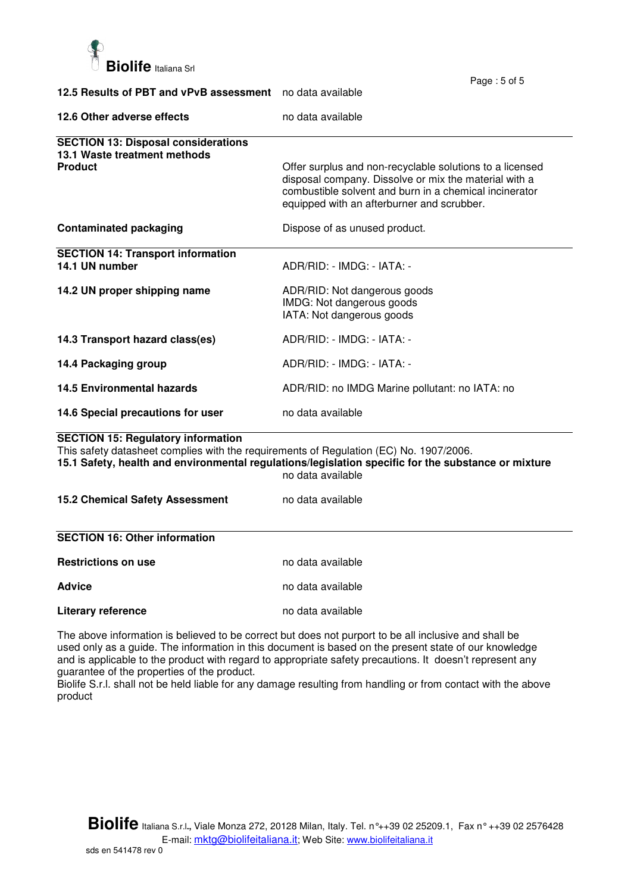| | |
|---|---|
| **12.5 Results of PBT and vPvB assessment** | no data available |
| **12.6 Other adverse effects** | no data available |

## SECTION 13: Disposal considerations

**13.1 Waste treatment methods**

| | |
|---|---|
| **Product** | Offer surplus and non-recyclable solutions to a licensed disposal company. Dissolve or mix the material with a combustible solvent and burn in a chemical incinerator equipped with an afterburner and scrubber. |
| **Contaminated packaging** | Dispose of as unused product. |

## SECTION 14: Transport information

| | |
|---|---|
| **14.1 UN number** | ADR/RID: - IMDG: - IATA: - |
| **14.2 UN proper shipping name** | ADR/RID: Not dangerous goods<br>IMDG: Not dangerous goods<br>IATA: Not dangerous goods |
| **14.3 Transport hazard class(es)** | ADR/RID: - IMDG: - IATA: - |
| **14.4 Packaging group** | ADR/RID: - IMDG: - IATA: - |
| **14.5 Environmental hazards** | ADR/RID: no IMDG Marine pollutant: no IATA: no |
| **14.6 Special precautions for user** | no data available |

## SECTION 15: Regulatory information

This safety datasheet complies with the requirements of Regulation (EC) No. 1907/2006.

**15.1 Safety, health and environmental regulations/legislation specific for the substance or mixture**

no data available

| | |
|---|---|
| **15.2 Chemical Safety Assessment** | no data available |

## SECTION 16: Other information

| | |
|---|---|
| **Restrictions on use** | no data available |
| **Advice** | no data available |
| **Literary reference** | no data available |

The above information is believed to be correct but does not purport to be all inclusive and shall be used only as a guide. The information in this document is based on the present state of our knowledge and is applicable to the product with regard to appropriate safety precautions. It doesn't represent any guarantee of the properties of the product.
Biolife S.r.l. shall not be held liable for any damage resulting from handling or from contact with the above product